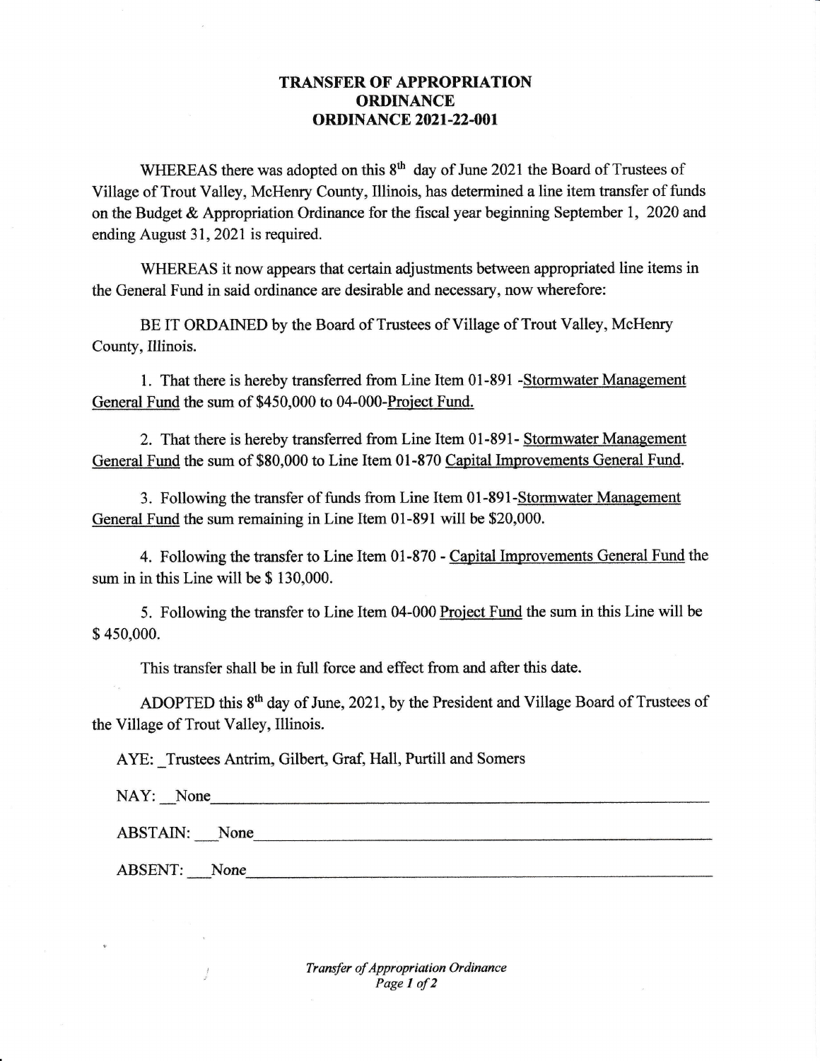**TRANSFER OF APPROPRIATION**
**ORDINANCE**
**ORDINANCE 2021-22-001**

WHEREAS there was adopted on this 8th day of June 2021 the Board of Trustees of Village of Trout Valley, McHenry County, Illinois, has determined a line item transfer of funds on the Budget & Appropriation Ordinance for the fiscal year beginning September 1, 2020 and ending August 31, 2021 is required.

WHEREAS it now appears that certain adjustments between appropriated line items in the General Fund in said ordinance are desirable and necessary, now wherefore:

BE IT ORDAINED by the Board of Trustees of Village of Trout Valley, McHenry County, Illinois.

1. That there is hereby transferred from Line Item 01-891 -Stormwater Management General Fund the sum of $450,000 to 04-000-Project Fund.

2. That there is hereby transferred from Line Item 01-891- Stormwater Management General Fund the sum of $80,000 to Line Item 01-870 Capital Improvements General Fund.

3. Following the transfer of funds from Line Item 01-891-Stormwater Management General Fund the sum remaining in Line Item 01-891 will be $20,000.

4. Following the transfer to Line Item 01-870 - Capital Improvements General Fund the sum in in this Line will be $ 130,000.

5. Following the transfer to Line Item 04-000 Project Fund the sum in this Line will be $ 450,000.

This transfer shall be in full force and effect from and after this date.

ADOPTED this 8th day of June, 2021, by the President and Village Board of Trustees of the Village of Trout Valley, Illinois.

AYE: Trustees Antrim, Gilbert, Graf, Hall, Purtill and Somers

NAY: None

ABSTAIN: None

ABSENT: None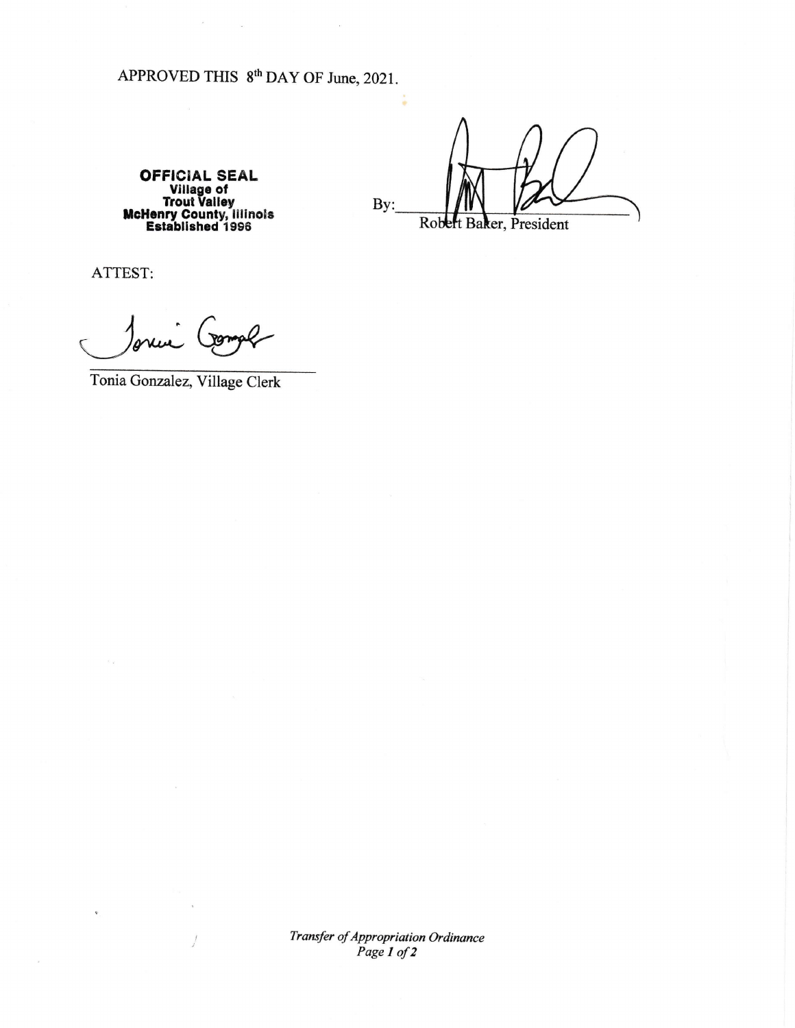APPROVED THIS 8th DAY OF June, 2021.

**OFFICIAL SEAL**
**Village of**
**Trout Valley**
**McHenry County, Illinois**
**Established 1996**

By:______________________________
Robert Baker, President

ATTEST:

______________________________
Tonia Gonzalez, Village Clerk

*Transfer of Appropriation Ordinance*
*Page 1 of 2*